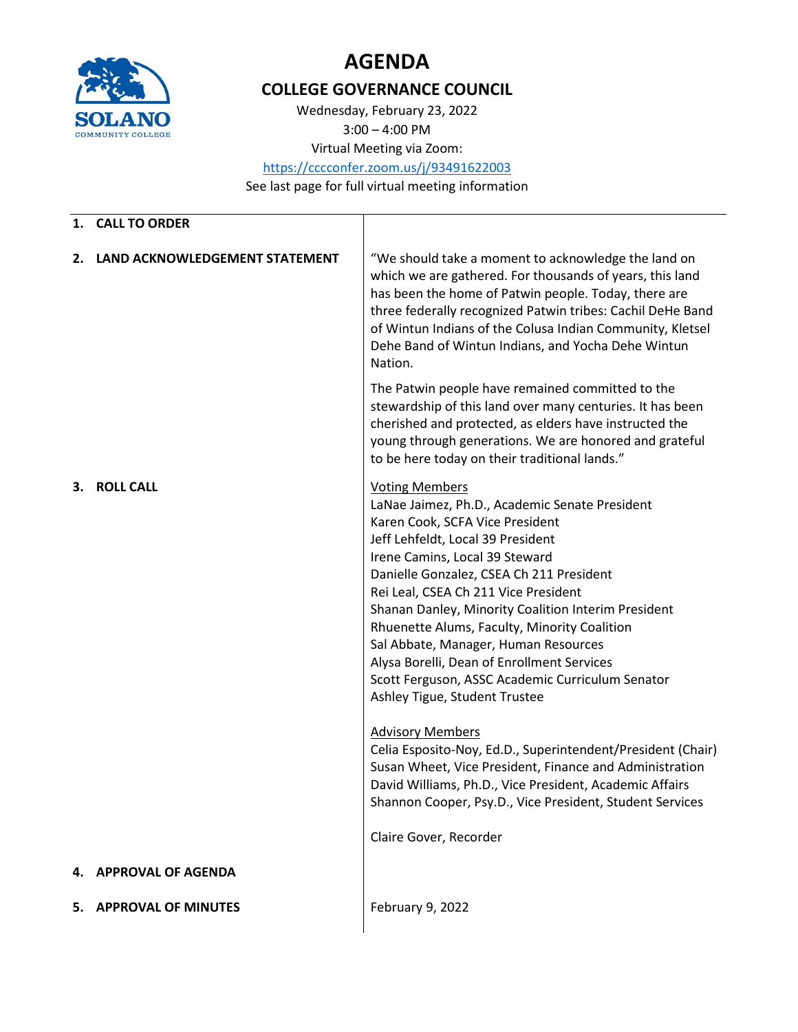# AGENDA

## COLLEGE GOVERNANCE COUNCIL

Wednesday, February 23, 2022
3:00 – 4:00 PM
Virtual Meeting via Zoom:
https://cccconfer.zoom.us/j/93491622003
See last page for full virtual meeting information

---

**1. CALL TO ORDER**

**2. LAND ACKNOWLEDGEMENT STATEMENT**

"We should take a moment to acknowledge the land on which we are gathered. For thousands of years, this land has been the home of Patwin people. Today, there are three federally recognized Patwin tribes: Cachil DeHe Band of Wintun Indians of the Colusa Indian Community, Kletsel Dehe Band of Wintun Indians, and Yocha Dehe Wintun Nation.

The Patwin people have remained committed to the stewardship of this land over many centuries. It has been cherished and protected, as elders have instructed the young through generations. We are honored and grateful to be here today on their traditional lands."

**3. ROLL CALL**

Voting Members
LaNae Jaimez, Ph.D., Academic Senate President
Karen Cook, SCFA Vice President
Jeff Lehfeldt, Local 39 President
Irene Camins, Local 39 Steward
Danielle Gonzalez, CSEA Ch 211 President
Rei Leal, CSEA Ch 211 Vice President
Shanan Danley, Minority Coalition Interim President
Rhuenette Alums, Faculty, Minority Coalition
Sal Abbate, Manager, Human Resources
Alysa Borelli, Dean of Enrollment Services
Scott Ferguson, ASSC Academic Curriculum Senator
Ashley Tigue, Student Trustee

Advisory Members
Celia Esposito-Noy, Ed.D., Superintendent/President (Chair)
Susan Wheet, Vice President, Finance and Administration
David Williams, Ph.D., Vice President, Academic Affairs
Shannon Cooper, Psy.D., Vice President, Student Services

Claire Gover, Recorder

**4. APPROVAL OF AGENDA**

**5. APPROVAL OF MINUTES**

February 9, 2022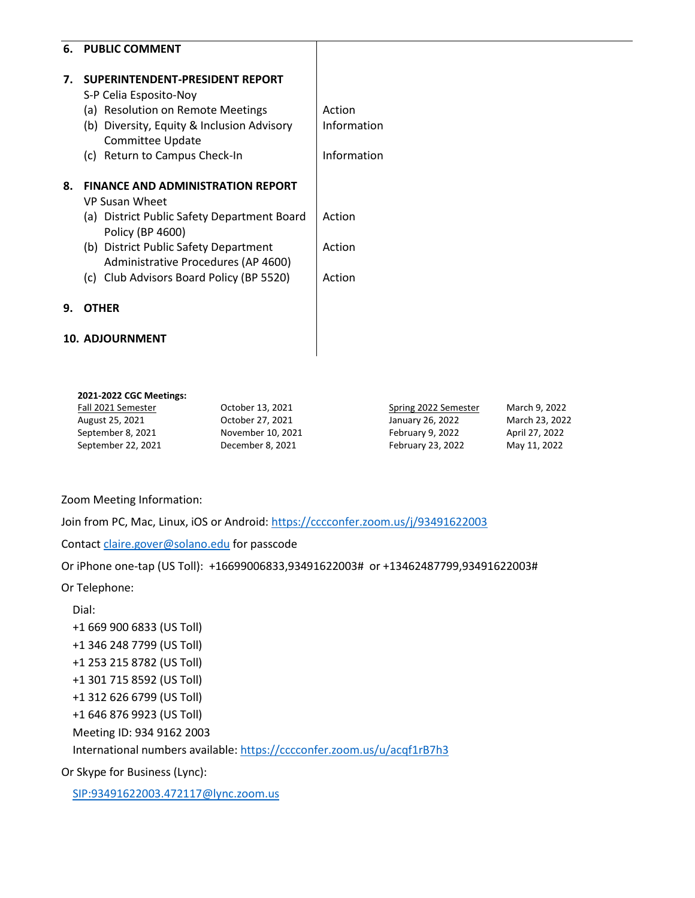| | |
|---|---|
| **6. PUBLIC COMMENT** | |
| **7. SUPERINTENDENT-PRESIDENT REPORT** | |
| S-P Celia Esposito-Noy | |
| (a) Resolution on Remote Meetings | Action |
| (b) Diversity, Equity & Inclusion Advisory Committee Update | Information |
| (c) Return to Campus Check-In | Information |
| **8. FINANCE AND ADMINISTRATION REPORT** | |
| VP Susan Wheet | |
| (a) District Public Safety Department Board Policy (BP 4600) | Action |
| (b) District Public Safety Department Administrative Procedures (AP 4600) | Action |
| (c) Club Advisors Board Policy (BP 5520) | Action |
| **9. OTHER** | |
| **10. ADJOURNMENT** | |

**2021-2022 CGC Meetings:**

| | | | |
|---|---|---|---|
| Fall 2021 Semester | October 13, 2021 | Spring 2022 Semester | March 9, 2022 |
| August 25, 2021 | October 27, 2021 | January 26, 2022 | March 23, 2022 |
| September 8, 2021 | November 10, 2021 | February 9, 2022 | April 27, 2022 |
| September 22, 2021 | December 8, 2021 | February 23, 2022 | May 11, 2022 |

Zoom Meeting Information:

Join from PC, Mac, Linux, iOS or Android: https://cccconfer.zoom.us/j/93491622003

Contact claire.gover@solano.edu for passcode

Or iPhone one-tap (US Toll): +16699006833,93491622003# or +13462487799,93491622003#

Or Telephone:

Dial:
+1 669 900 6833 (US Toll)
+1 346 248 7799 (US Toll)
+1 253 215 8782 (US Toll)
+1 301 715 8592 (US Toll)
+1 312 626 6799 (US Toll)
+1 646 876 9923 (US Toll)
Meeting ID: 934 9162 2003
International numbers available: https://cccconfer.zoom.us/u/acqf1rB7h3

Or Skype for Business (Lync):

SIP:93491622003.472117@lync.zoom.us